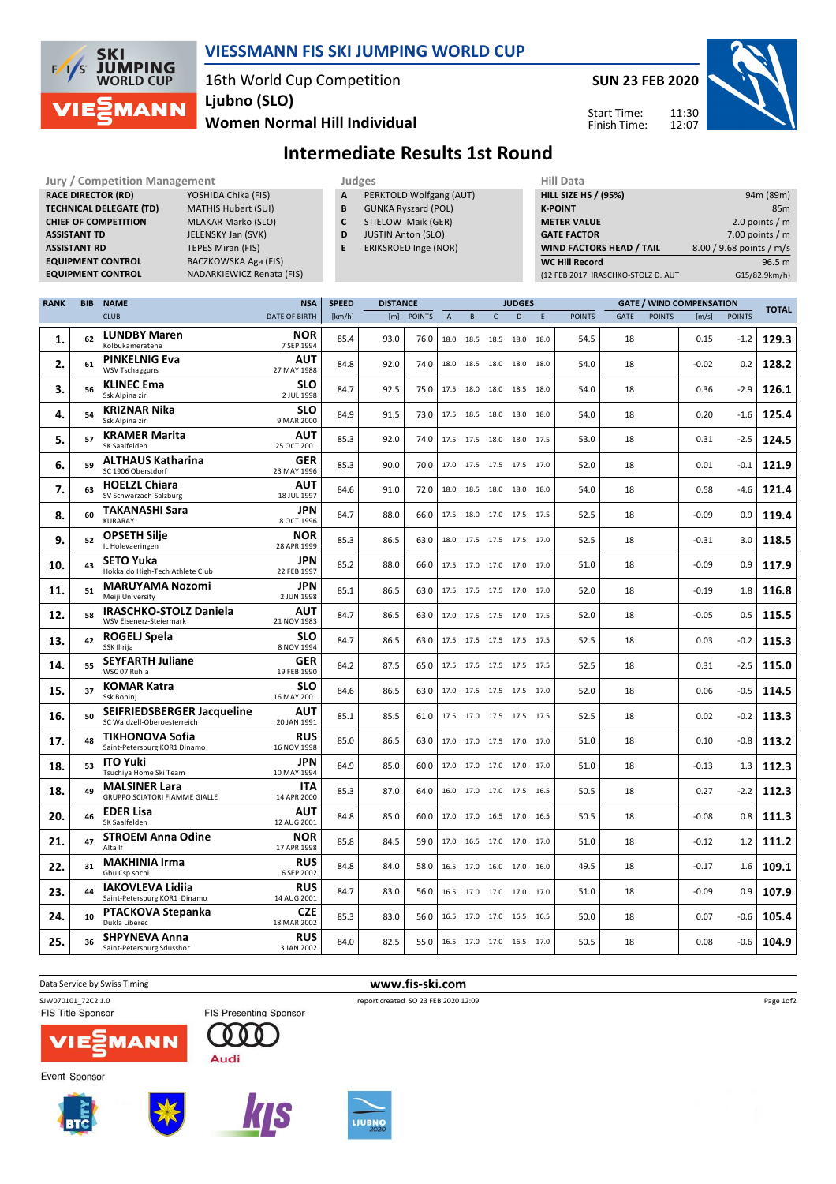# VIESSMANN FIS SKI JUMPING WORLD CUP

16th World Cup Competition
Ljubno (SLO)
**Women Normal Hill Individual**

**SUN 23 FEB 2020**

Start Time: 11:30
Finish Time: 12:07

## Intermediate Results 1st Round

| Jury / Competition Management | |
|---|---|
| RACE DIRECTOR (RD) | YOSHIDA Chika (FIS) |
| TECHNICAL DELEGATE (TD) | MATHIS Hubert (SUI) |
| CHIEF OF COMPETITION | MLAKAR Marko (SLO) |
| ASSISTANT TD | JELENSKY Jan (SVK) |
| ASSISTANT RD | TEPES Miran (FIS) |
| EQUIPMENT CONTROL | BACZKOWSKA Aga (FIS) |
| EQUIPMENT CONTROL | NADARKIEWICZ Renata (FIS) |

| Judges | |
|---|---|
| A | PERKTOLD Wolfgang (AUT) |
| B | GUNKA Ryszard (POL) |
| C | STIELOW Maik (GER) |
| D | JUSTIN Anton (SLO) |
| E | ERIKSROED Inge (NOR) |

| Hill Data | |
|---|---|
| HILL SIZE HS / (95%) | 94m (89m) |
| K-POINT | 85m |
| METER VALUE | 2.0 points / m |
| GATE FACTOR | 7.00 points / m |
| WIND FACTORS HEAD / TAIL | 8.00 / 9.68 points / m/s |
| WC Hill Record | 96.5 m |
| (12 FEB 2017 IRASCHKO-STOLZ D. AUT | G15/82.9km/h) |

| RANK | BIB | NAME / CLUB | NSA / DATE OF BIRTH | SPEED [km/h] | DISTANCE [m] | DISTANCE POINTS | A | B | C | D | E | JUDGES POINTS | GATE | GATE POINTS | WIND [m/s] | WIND POINTS | TOTAL |
|---|---|---|---|---|---|---|---|---|---|---|---|---|---|---|---|---|---|
| 1. | 62 | **LUNDBY Maren** Kolbukameratene | NOR 7 SEP 1994 | 85.4 | 93.0 | 76.0 | 18.0 | 18.5 | 18.5 | 18.0 | 18.0 | 54.5 | 18 | | 0.15 | -1.2 | **129.3** |
| 2. | 61 | **PINKELNIG Eva** WSV Tschagguns | AUT 27 MAY 1988 | 84.8 | 92.0 | 74.0 | 18.0 | 18.5 | 18.0 | 18.0 | 18.0 | 54.0 | 18 | | -0.02 | 0.2 | **128.2** |
| 3. | 56 | **KLINEC Ema** Ssk Alpina ziri | SLO 2 JUL 1998 | 84.7 | 92.5 | 75.0 | 17.5 | 18.0 | 18.0 | 18.5 | 18.0 | 54.0 | 18 | | 0.36 | -2.9 | **126.1** |
| 4. | 54 | **KRIZNAR Nika** Ssk Alpina ziri | SLO 9 MAR 2000 | 84.9 | 91.5 | 73.0 | 17.5 | 18.5 | 18.0 | 18.0 | 18.0 | 54.0 | 18 | | 0.20 | -1.6 | **125.4** |
| 5. | 57 | **KRAMER Marita** SK Saalfelden | AUT 25 OCT 2001 | 85.3 | 92.0 | 74.0 | 17.5 | 17.5 | 18.0 | 18.0 | 17.5 | 53.0 | 18 | | 0.31 | -2.5 | **124.5** |
| 6. | 59 | **ALTHAUS Katharina** SC 1906 Oberstdorf | GER 23 MAY 1996 | 85.3 | 90.0 | 70.0 | 17.0 | 17.5 | 17.5 | 17.5 | 17.0 | 52.0 | 18 | | 0.01 | -0.1 | **121.9** |
| 7. | 63 | **HOELZL Chiara** SV Schwarzach-Salzburg | AUT 18 JUL 1997 | 84.6 | 91.0 | 72.0 | 18.0 | 18.5 | 18.0 | 18.0 | 18.0 | 54.0 | 18 | | 0.58 | -4.6 | **121.4** |
| 8. | 60 | **TAKANASHI Sara** KURARAY | JPN 8 OCT 1996 | 84.7 | 88.0 | 66.0 | 17.5 | 18.0 | 17.0 | 17.5 | 17.5 | 52.5 | 18 | | -0.09 | 0.9 | **119.4** |
| 9. | 52 | **OPSETH Silje** IL Holevaeringen | NOR 28 APR 1999 | 85.3 | 86.5 | 63.0 | 18.0 | 17.5 | 17.5 | 17.5 | 17.0 | 52.5 | 18 | | -0.31 | 3.0 | **118.5** |
| 10. | 43 | **SETO Yuka** Hokkaido High-Tech Athlete Club | JPN 22 FEB 1997 | 85.2 | 88.0 | 66.0 | 17.5 | 17.0 | 17.0 | 17.0 | 17.0 | 51.0 | 18 | | -0.09 | 0.9 | **117.9** |
| 11. | 51 | **MARUYAMA Nozomi** Meiji University | JPN 2 JUN 1998 | 85.1 | 86.5 | 63.0 | 17.5 | 17.5 | 17.5 | 17.0 | 17.0 | 52.0 | 18 | | -0.19 | 1.8 | **116.8** |
| 12. | 58 | **IRASCHKO-STOLZ Daniela** WSV Eisenerz-Steiermark | AUT 21 NOV 1983 | 84.7 | 86.5 | 63.0 | 17.0 | 17.5 | 17.5 | 17.0 | 17.5 | 52.0 | 18 | | -0.05 | 0.5 | **115.5** |
| 13. | 42 | **ROGELJ Spela** SSK Ilirija | SLO 8 NOV 1994 | 84.7 | 86.5 | 63.0 | 17.5 | 17.5 | 17.5 | 17.5 | 17.5 | 52.5 | 18 | | 0.03 | -0.2 | **115.3** |
| 14. | 55 | **SEYFARTH Juliane** WSC 07 Ruhla | GER 19 FEB 1990 | 84.2 | 87.5 | 65.0 | 17.5 | 17.5 | 17.5 | 17.5 | 17.5 | 52.5 | 18 | | 0.31 | -2.5 | **115.0** |
| 15. | 37 | **KOMAR Katra** Ssk Bohinj | SLO 16 MAY 2001 | 84.6 | 86.5 | 63.0 | 17.0 | 17.5 | 17.5 | 17.5 | 17.0 | 52.0 | 18 | | 0.06 | -0.5 | **114.5** |
| 16. | 50 | **SEIFRIEDSBERGER Jacqueline** SC Waldzell-Oberoesterreich | AUT 20 JAN 1991 | 85.1 | 85.5 | 61.0 | 17.5 | 17.0 | 17.5 | 17.5 | 17.5 | 52.5 | 18 | | 0.02 | -0.2 | **113.3** |
| 17. | 48 | **TIKHONOVA Sofia** Saint-Petersburg KOR1 Dinamo | RUS 16 NOV 1998 | 85.0 | 86.5 | 63.0 | 17.0 | 17.0 | 17.5 | 17.0 | 17.0 | 51.0 | 18 | | 0.10 | -0.8 | **113.2** |
| 18. | 53 | **ITO Yuki** Tsuchiya Home Ski Team | JPN 10 MAY 1994 | 84.9 | 85.0 | 60.0 | 17.0 | 17.0 | 17.0 | 17.0 | 17.0 | 51.0 | 18 | | -0.13 | 1.3 | **112.3** |
| 18. | 49 | **MALSINER Lara** GRUPPO SCIATORI FIAMME GIALLE | ITA 14 APR 2000 | 85.3 | 87.0 | 64.0 | 16.0 | 17.0 | 17.0 | 17.5 | 16.5 | 50.5 | 18 | | 0.27 | -2.2 | **112.3** |
| 20. | 46 | **EDER Lisa** SK Saalfelden | AUT 12 AUG 2001 | 84.8 | 85.0 | 60.0 | 17.0 | 17.0 | 16.5 | 17.0 | 16.5 | 50.5 | 18 | | -0.08 | 0.8 | **111.3** |
| 21. | 47 | **STROEM Anna Odine** Alta If | NOR 17 APR 1998 | 85.8 | 84.5 | 59.0 | 17.0 | 16.5 | 17.0 | 17.0 | 17.0 | 51.0 | 18 | | -0.12 | 1.2 | **111.2** |
| 22. | 31 | **MAKHINIA Irma** Gbu Csp sochi | RUS 6 SEP 2002 | 84.8 | 84.0 | 58.0 | 16.5 | 17.0 | 16.0 | 17.0 | 16.0 | 49.5 | 18 | | -0.17 | 1.6 | **109.1** |
| 23. | 44 | **IAKOVLEVA Lidiia** Saint-Petersburg KOR1 Dinamo | RUS 14 AUG 2001 | 84.7 | 83.0 | 56.0 | 16.5 | 17.0 | 17.0 | 17.0 | 17.0 | 51.0 | 18 | | -0.09 | 0.9 | **107.9** |
| 24. | 10 | **PTACKOVA Stepanka** Dukla Liberec | CZE 18 MAR 2002 | 85.3 | 83.0 | 56.0 | 16.5 | 17.0 | 17.0 | 16.5 | 16.5 | 50.0 | 18 | | 0.07 | -0.6 | **105.4** |
| 25. | 36 | **SHPYNEVA Anna** Saint-Petersburg Sdusshor | RUS 3 JAN 2002 | 84.0 | 82.5 | 55.0 | 16.5 | 17.0 | 17.0 | 16.5 | 17.0 | 50.5 | 18 | | 0.08 | -0.6 | **104.9** |

Data Service by Swiss Timing — www.fis-ski.com

SJW070101_72C2 1.0 — report created SO 23 FEB 2020 12:09

FIS Title Sponsor: VIESSMANN — FIS Presenting Sponsor: Audi

Event Sponsor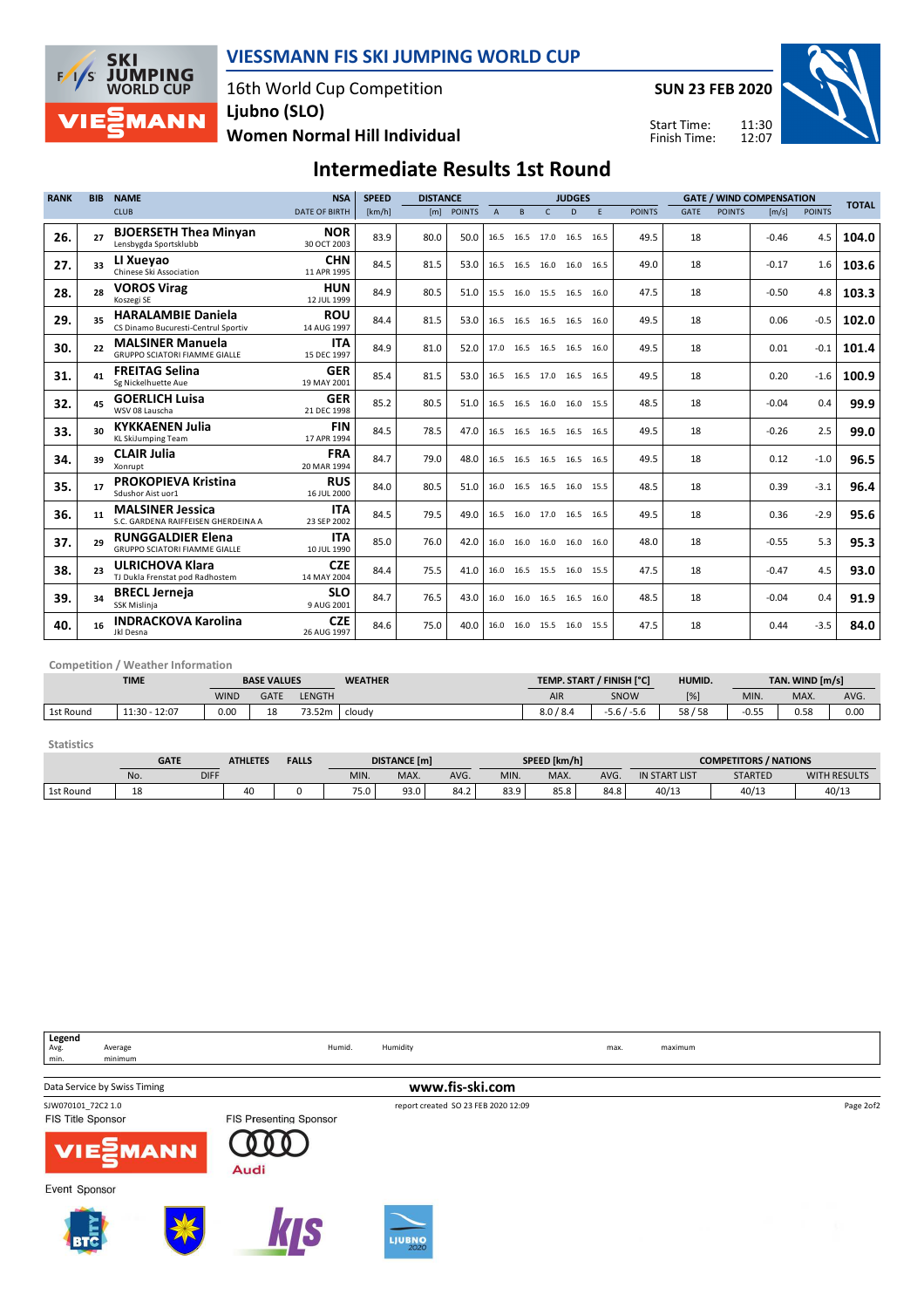# VIESSMANN FIS SKI JUMPING WORLD CUP

16th World Cup Competition
Ljubno (SLO)
Women Normal Hill Individual

SUN 23 FEB 2020

Start Time: 11:30
Finish Time: 12:07

## Intermediate Results 1st Round

| RANK | BIB | NAME / CLUB | NSA / DATE OF BIRTH | SPEED [km/h] | DISTANCE [m] | DISTANCE POINTS | A | B | C | D | E | JUDGES POINTS | GATE | GATE POINTS | WIND [m/s] | WIND POINTS | TOTAL |
|---|---|---|---|---|---|---|---|---|---|---|---|---|---|---|---|---|---|
| 26. | 27 | **BJOERSETH Thea Minyan** Lensbygda Sportsklubb | NOR 30 OCT 2003 | 83.9 | 80.0 | 50.0 | 16.5 | 16.5 | 17.0 | 16.5 | 16.5 | 49.5 | 18 | | -0.46 | 4.5 | 104.0 |
| 27. | 33 | **LI Xueyao** Chinese Ski Association | CHN 11 APR 1995 | 84.5 | 81.5 | 53.0 | 16.5 | 16.5 | 16.0 | 16.0 | 16.5 | 49.0 | 18 | | -0.17 | 1.6 | 103.6 |
| 28. | 28 | **VOROS Virag** Koszegi SE | HUN 12 JUL 1999 | 84.9 | 80.5 | 51.0 | 15.5 | 16.0 | 15.5 | 16.5 | 16.0 | 47.5 | 18 | | -0.50 | 4.8 | 103.3 |
| 29. | 35 | **HARALAMBIE Daniela** CS Dinamo Bucuresti-Centrul Sportiv | ROU 14 AUG 1997 | 84.4 | 81.5 | 53.0 | 16.5 | 16.5 | 16.5 | 16.5 | 16.0 | 49.5 | 18 | | 0.06 | -0.5 | 102.0 |
| 30. | 22 | **MALSINER Manuela** GRUPPO SCIATORI FIAMME GIALLE | ITA 15 DEC 1997 | 84.9 | 81.0 | 52.0 | 17.0 | 16.5 | 16.5 | 16.5 | 16.0 | 49.5 | 18 | | 0.01 | -0.1 | 101.4 |
| 31. | 41 | **FREITAG Selina** Sg Nickelhuette Aue | GER 19 MAY 2001 | 85.4 | 81.5 | 53.0 | 16.5 | 16.5 | 17.0 | 16.5 | 16.5 | 49.5 | 18 | | 0.20 | -1.6 | 100.9 |
| 32. | 45 | **GOERLICH Luisa** WSV 08 Lauscha | GER 21 DEC 1998 | 85.2 | 80.5 | 51.0 | 16.5 | 16.5 | 16.0 | 16.0 | 15.5 | 48.5 | 18 | | -0.04 | 0.4 | 99.9 |
| 33. | 30 | **KYKKAENEN Julia** KL SkiJumping Team | FIN 17 APR 1994 | 84.5 | 78.5 | 47.0 | 16.5 | 16.5 | 16.5 | 16.5 | 16.5 | 49.5 | 18 | | -0.26 | 2.5 | 99.0 |
| 34. | 39 | **CLAIR Julia** Xonrupt | FRA 20 MAR 1994 | 84.7 | 79.0 | 48.0 | 16.5 | 16.5 | 16.5 | 16.5 | 16.5 | 49.5 | 18 | | 0.12 | -1.0 | 96.5 |
| 35. | 17 | **PROKOPIEVA Kristina** Sdushor Aist uor1 | RUS 16 JUL 2000 | 84.0 | 80.5 | 51.0 | 16.0 | 16.5 | 16.5 | 16.0 | 15.5 | 48.5 | 18 | | 0.39 | -3.1 | 96.4 |
| 36. | 11 | **MALSINER Jessica** S.C. GARDENA RAIFFEISEN GHERDEINA A | ITA 23 SEP 2002 | 84.5 | 79.5 | 49.0 | 16.5 | 16.0 | 17.0 | 16.5 | 16.5 | 49.5 | 18 | | 0.36 | -2.9 | 95.6 |
| 37. | 29 | **RUNGGALDIER Elena** GRUPPO SCIATORI FIAMME GIALLE | ITA 10 JUL 1990 | 85.0 | 76.0 | 42.0 | 16.0 | 16.0 | 16.0 | 16.0 | 16.0 | 48.0 | 18 | | -0.55 | 5.3 | 95.3 |
| 38. | 23 | **ULRICHOVA Klara** TJ Dukla Frenstat pod Radhostem | CZE 14 MAY 2004 | 84.4 | 75.5 | 41.0 | 16.0 | 16.5 | 15.5 | 16.0 | 15.5 | 47.5 | 18 | | -0.47 | 4.5 | 93.0 |
| 39. | 34 | **BRECL Jerneja** SSK Mislinja | SLO 9 AUG 2001 | 84.7 | 76.5 | 43.0 | 16.0 | 16.0 | 16.5 | 16.5 | 16.0 | 48.5 | 18 | | -0.04 | 0.4 | 91.9 |
| 40. | 16 | **INDRACKOVA Karolina** Jkl Desna | CZE 26 AUG 1997 | 84.6 | 75.0 | 40.0 | 16.0 | 16.0 | 15.5 | 16.0 | 15.5 | 47.5 | 18 | | 0.44 | -3.5 | 84.0 |

### Competition / Weather Information

| | TIME | BASE VALUES | | | WEATHER | TEMP. START / FINISH [°C] | | HUMID. | TAN. WIND [m/s] | | |
|---|---|---|---|---|---|---|---|---|---|---|---|
| | | WIND | GATE | LENGTH | | AIR | SNOW | [%] | MIN. | MAX. | AVG. |
| 1st Round | 11:30 - 12:07 | 0.00 | 18 | 73.52m | cloudy | 8.0 / 8.4 | -5.6 / -5.6 | 58 / 58 | -0.55 | 0.58 | 0.00 |

### Statistics

| | GATE | | ATHLETES | FALLS | DISTANCE [m] | | | SPEED [km/h] | | | COMPETITORS / NATIONS | | |
|---|---|---|---|---|---|---|---|---|---|---|---|---|---|
| | No. | DIFF | | | MIN. | MAX. | AVG. | MIN. | MAX. | AVG. | IN START LIST | STARTED | WITH RESULTS |
| 1st Round | 18 | | 40 | 0 | 75.0 | 93.0 | 84.2 | 83.9 | 85.8 | 84.8 | 40/13 | 40/13 | 40/13 |

**Legend**
Avg. Average
min. minimum
Humid. Humidity
max. maximum

Data Service by Swiss Timing
www.fis-ski.com
SJW070101_72C2 1.0
report created SO 23 FEB 2020 12:09

FIS Title Sponsor
FIS Presenting Sponsor
Event Sponsor